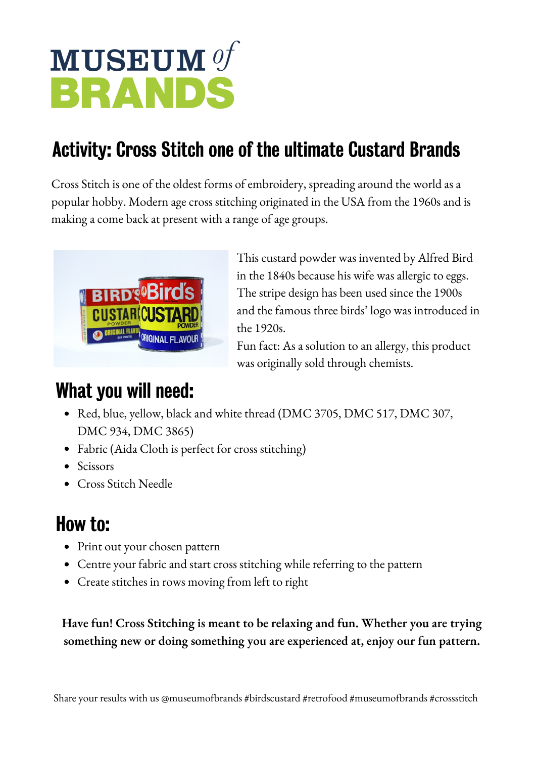# MUSEUM of BRANDS

## Activity: Cross Stitch one of the ultimate Custard Brands

Cross Stitch is one of the oldest forms of embroidery, spreading around the world as a popular hobby. Modern age cross stitching originated in the USA from the 1960s and is making a come back at present with a range of age groups.

This custard powder was invented by Alfred Bird in the 1840s because his wife was allergic to eggs. The stripe design has been used since the 1900s and the famous three birds' logo was introduced in the 1920s.

Fun fact: As a solution to an allergy, this product was originally sold through chemists.

## What you will need:

- Red, blue, yellow, black and white thread (DMC 3705, DMC 517, DMC 307, DMC 934, DMC 3865)
- Fabric (Aida Cloth is perfect for cross stitching)
- Scissors
- Cross Stitch Needle

## How to:

- Print out your chosen pattern
- Centre your fabric and start cross stitching while referring to the pattern
- Create stitches in rows moving from left to right

**Have fun! Cross Stitching is meant to be relaxing and fun. Whether you are trying something new or doing something you are experienced at, enjoy our fun pattern.**

Share your results with us @museumofbrands #birdscustard #retrofood #museumofbrands #crossstitch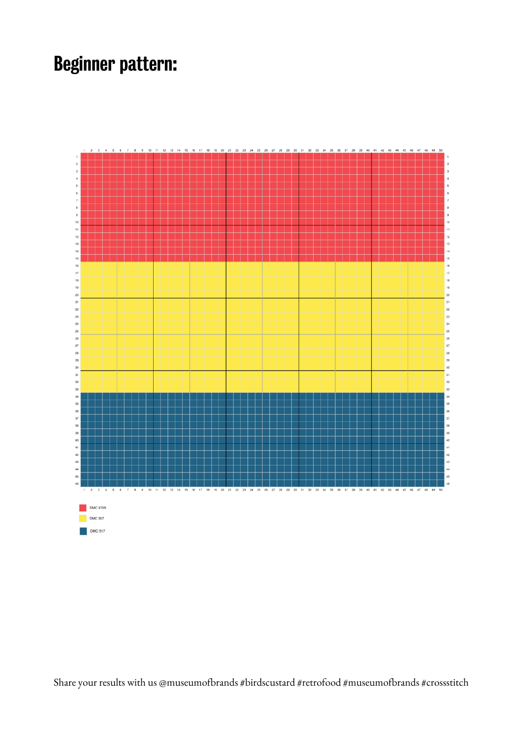# Beginner pattern:

DMC 3705

DMC 307

DMC 517

Share your results with us @museumofbrands #birdscustard #retrofood #museumofbrands #crossstitch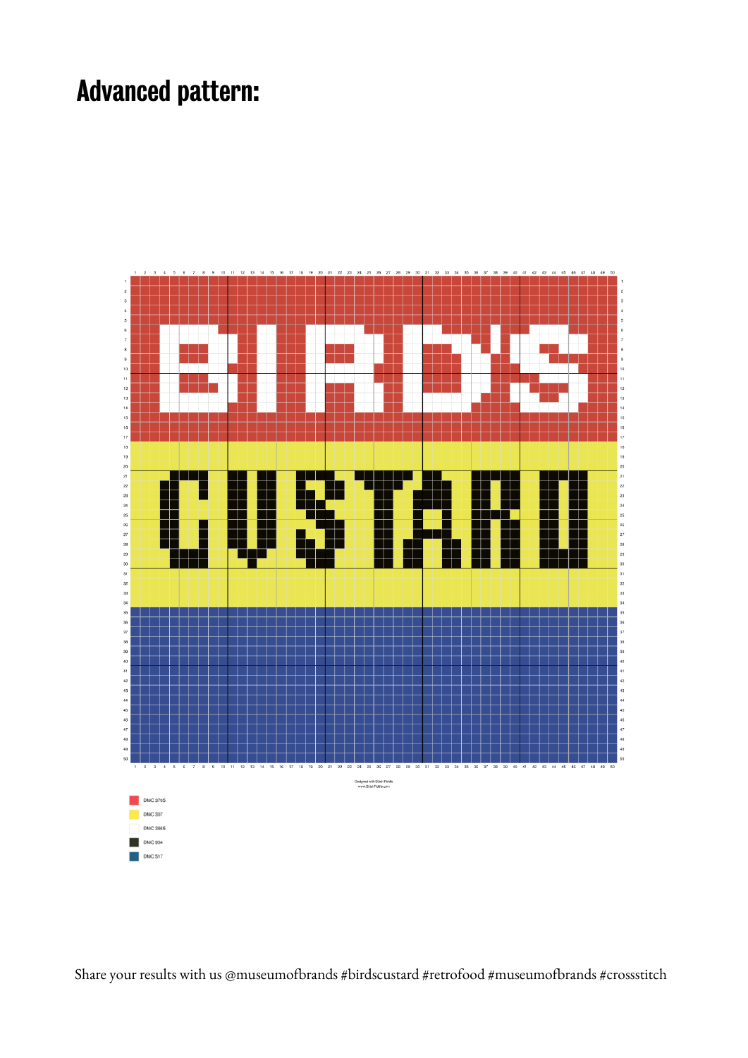# Advanced pattern:

Designed with Stitch Fiddle
www.StitchFiddle.com

DMC 3705

DMC 307

DMC 3865

DMC 934

DMC 517

Share your results with us @museumofbrands #birdscustard #retrofood #museumofbrands #crossstitch